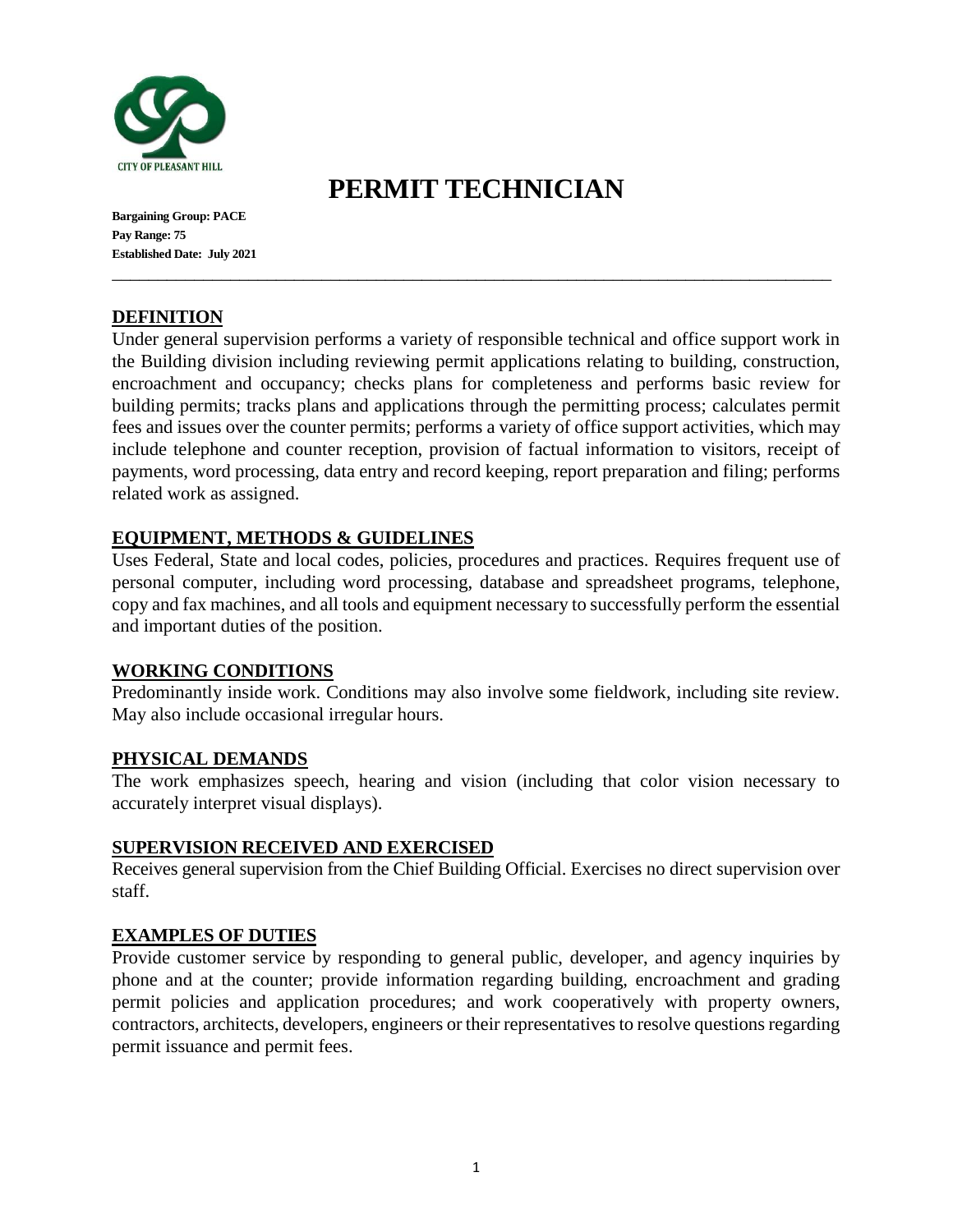# PERMIT TECHNICIAN

**Bargaining Group: PACE**
**Pay Range: 75**
**Established Date: July 2021**

---

## DEFINITION

Under general supervision performs a variety of responsible technical and office support work in the Building division including reviewing permit applications relating to building, construction, encroachment and occupancy; checks plans for completeness and performs basic review for building permits; tracks plans and applications through the permitting process; calculates permit fees and issues over the counter permits; performs a variety of office support activities, which may include telephone and counter reception, provision of factual information to visitors, receipt of payments, word processing, data entry and record keeping, report preparation and filing; performs related work as assigned.

## EQUIPMENT, METHODS & GUIDELINES

Uses Federal, State and local codes, policies, procedures and practices. Requires frequent use of personal computer, including word processing, database and spreadsheet programs, telephone, copy and fax machines, and all tools and equipment necessary to successfully perform the essential and important duties of the position.

## WORKING CONDITIONS

Predominantly inside work. Conditions may also involve some fieldwork, including site review. May also include occasional irregular hours.

## PHYSICAL DEMANDS

The work emphasizes speech, hearing and vision (including that color vision necessary to accurately interpret visual displays).

## SUPERVISION RECEIVED AND EXERCISED

Receives general supervision from the Chief Building Official. Exercises no direct supervision over staff.

## EXAMPLES OF DUTIES

Provide customer service by responding to general public, developer, and agency inquiries by phone and at the counter; provide information regarding building, encroachment and grading permit policies and application procedures; and work cooperatively with property owners, contractors, architects, developers, engineers or their representatives to resolve questions regarding permit issuance and permit fees.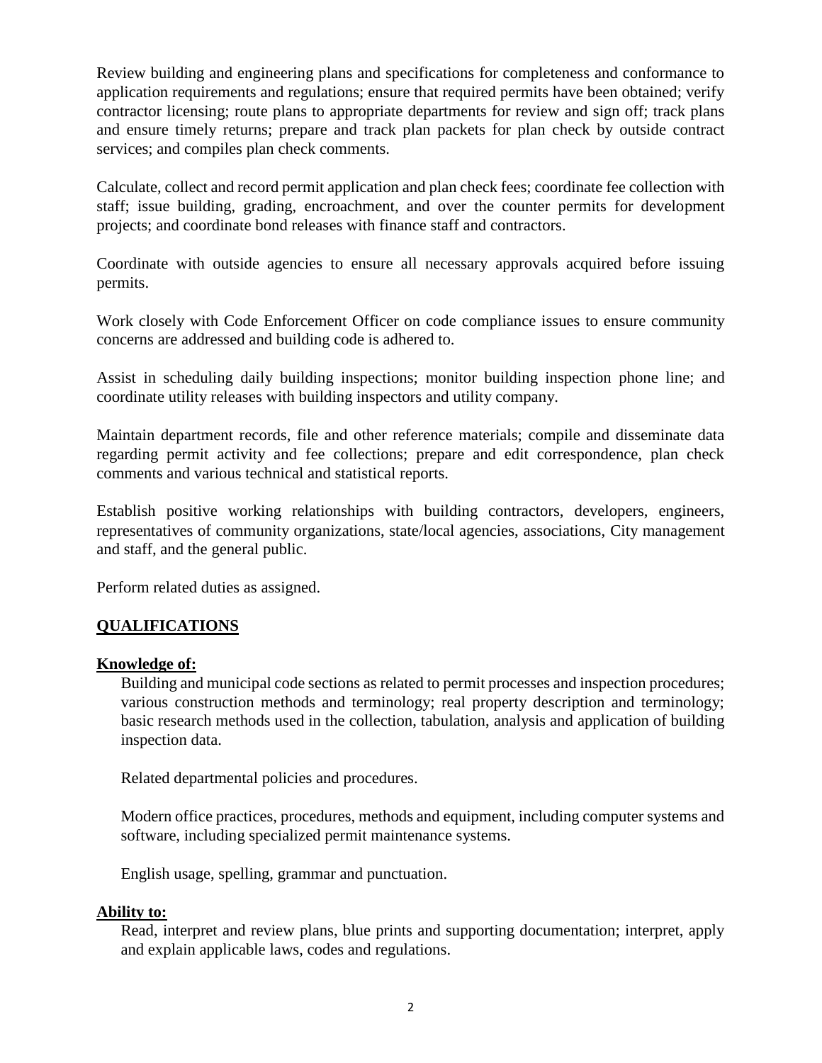Review building and engineering plans and specifications for completeness and conformance to application requirements and regulations; ensure that required permits have been obtained; verify contractor licensing; route plans to appropriate departments for review and sign off; track plans and ensure timely returns; prepare and track plan packets for plan check by outside contract services; and compiles plan check comments.

Calculate, collect and record permit application and plan check fees; coordinate fee collection with staff; issue building, grading, encroachment, and over the counter permits for development projects; and coordinate bond releases with finance staff and contractors.

Coordinate with outside agencies to ensure all necessary approvals acquired before issuing permits.

Work closely with Code Enforcement Officer on code compliance issues to ensure community concerns are addressed and building code is adhered to.

Assist in scheduling daily building inspections; monitor building inspection phone line; and coordinate utility releases with building inspectors and utility company.

Maintain department records, file and other reference materials; compile and disseminate data regarding permit activity and fee collections; prepare and edit correspondence, plan check comments and various technical and statistical reports.

Establish positive working relationships with building contractors, developers, engineers, representatives of community organizations, state/local agencies, associations, City management and staff, and the general public.

Perform related duties as assigned.

## QUALIFICATIONS

### Knowledge of:

Building and municipal code sections as related to permit processes and inspection procedures; various construction methods and terminology; real property description and terminology; basic research methods used in the collection, tabulation, analysis and application of building inspection data.

Related departmental policies and procedures.

Modern office practices, procedures, methods and equipment, including computer systems and software, including specialized permit maintenance systems.

English usage, spelling, grammar and punctuation.

### Ability to:

Read, interpret and review plans, blue prints and supporting documentation; interpret, apply and explain applicable laws, codes and regulations.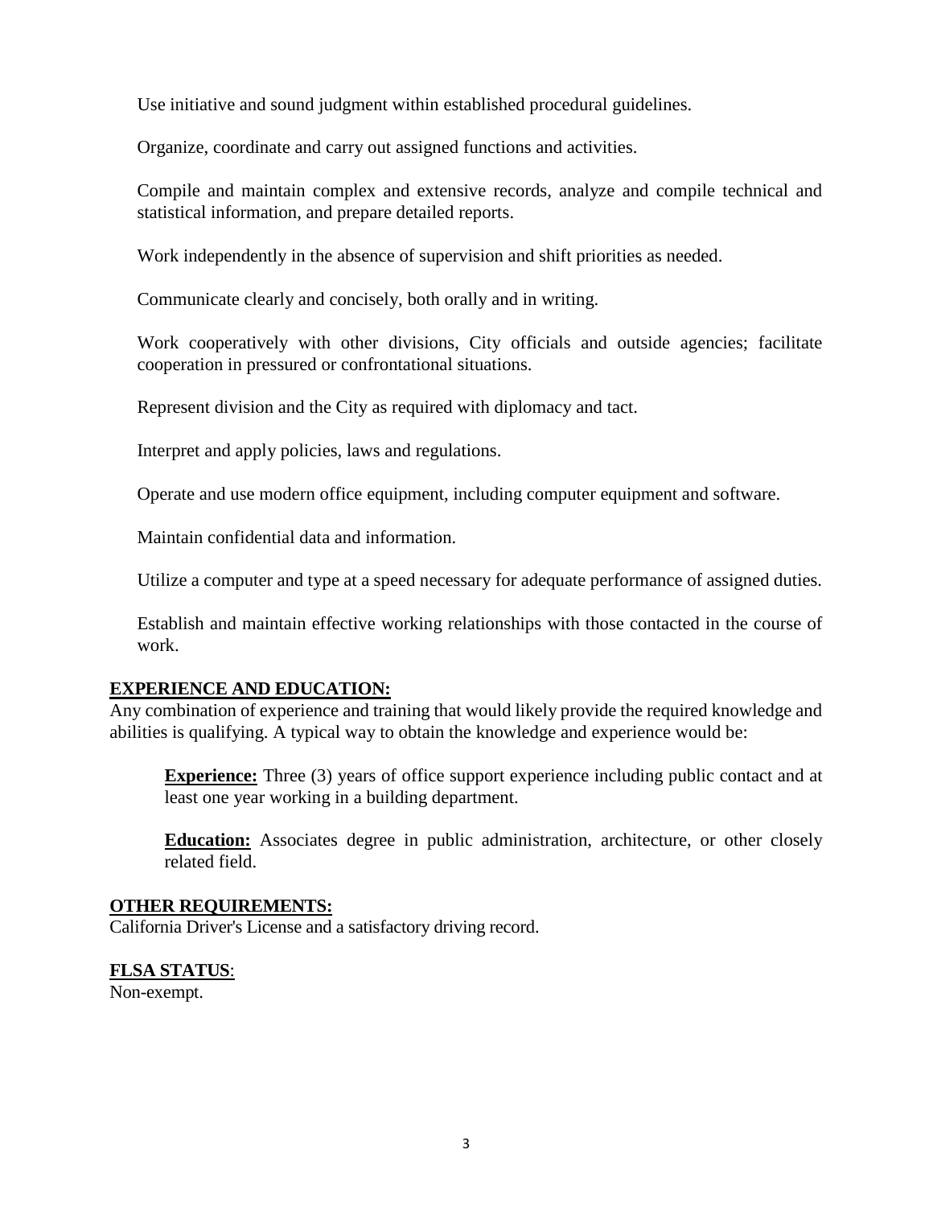Use initiative and sound judgment within established procedural guidelines.

Organize, coordinate and carry out assigned functions and activities.

Compile and maintain complex and extensive records, analyze and compile technical and statistical information, and prepare detailed reports.

Work independently in the absence of supervision and shift priorities as needed.

Communicate clearly and concisely, both orally and in writing.

Work cooperatively with other divisions, City officials and outside agencies; facilitate cooperation in pressured or confrontational situations.

Represent division and the City as required with diplomacy and tact.

Interpret and apply policies, laws and regulations.

Operate and use modern office equipment, including computer equipment and software.

Maintain confidential data and information.

Utilize a computer and type at a speed necessary for adequate performance of assigned duties.

Establish and maintain effective working relationships with those contacted in the course of work.

**EXPERIENCE AND EDUCATION:**

Any combination of experience and training that would likely provide the required knowledge and abilities is qualifying. A typical way to obtain the knowledge and experience would be:

**Experience:** Three (3) years of office support experience including public contact and at least one year working in a building department.

**Education:** Associates degree in public administration, architecture, or other closely related field.

**OTHER REQUIREMENTS:**

California Driver's License and a satisfactory driving record.

**FLSA STATUS**:

Non-exempt.